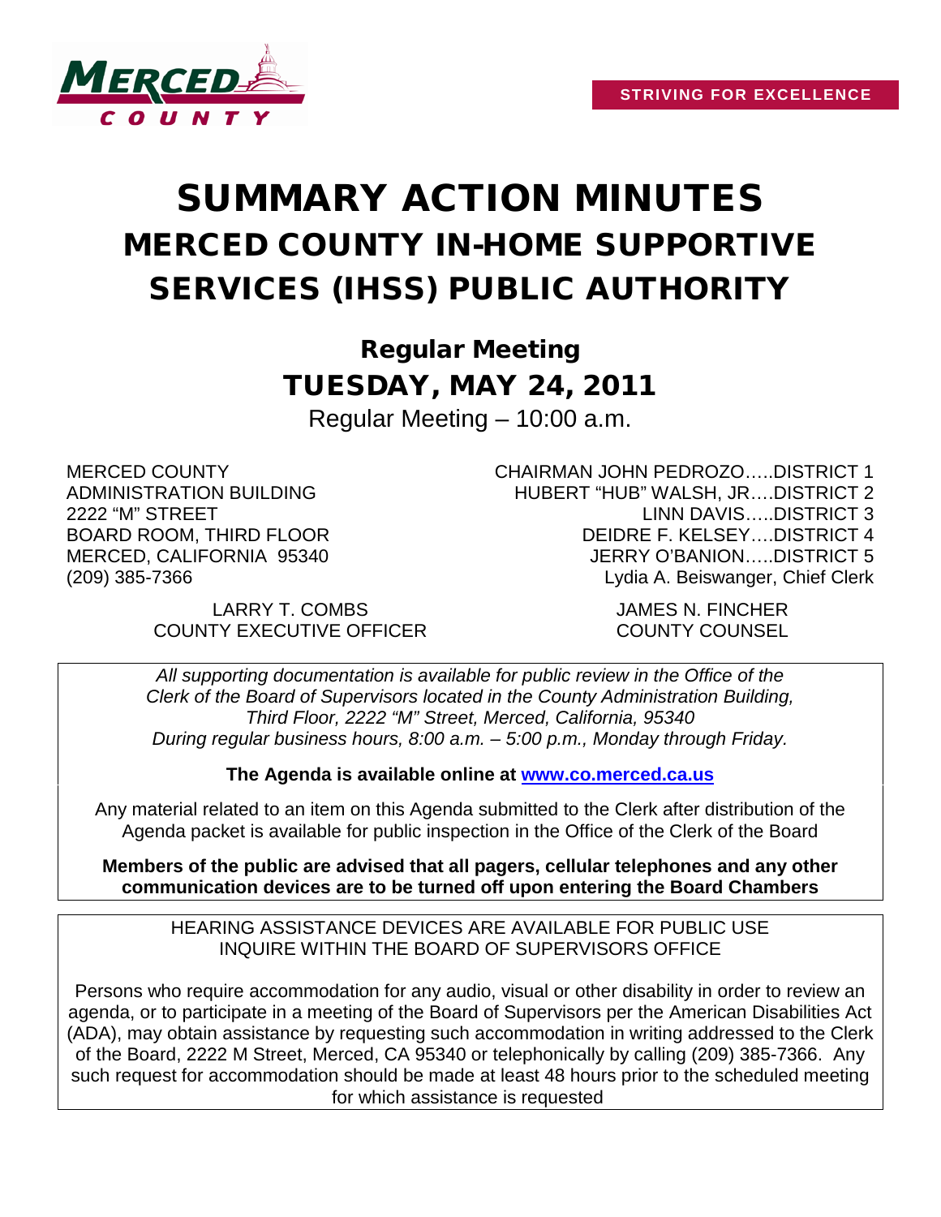MERCED COUNTY

**STRIVING FOR EXCELLENCE**

# SUMMARY ACTION MINUTES
## MERCED COUNTY IN-HOME SUPPORTIVE SERVICES (IHSS) PUBLIC AUTHORITY

### Regular Meeting
### TUESDAY, MAY 24, 2011

Regular Meeting – 10:00 a.m.

MERCED COUNTY
ADMINISTRATION BUILDING
2222 "M" STREET
BOARD ROOM, THIRD FLOOR
MERCED, CALIFORNIA 95340
(209) 385-7366

CHAIRMAN JOHN PEDROZO…..DISTRICT 1
HUBERT "HUB" WALSH, JR….DISTRICT 2
LINN DAVIS…..DISTRICT 3
DEIDRE F. KELSEY….DISTRICT 4
JERRY O'BANION…..DISTRICT 5
Lydia A. Beiswanger, Chief Clerk

LARRY T. COMBS
COUNTY EXECUTIVE OFFICER

JAMES N. FINCHER
COUNTY COUNSEL

*All supporting documentation is available for public review in the Office of the Clerk of the Board of Supervisors located in the County Administration Building, Third Floor, 2222 "M" Street, Merced, California, 95340 During regular business hours, 8:00 a.m. – 5:00 p.m., Monday through Friday.*

**The Agenda is available online at www.co.merced.ca.us**

Any material related to an item on this Agenda submitted to the Clerk after distribution of the Agenda packet is available for public inspection in the Office of the Clerk of the Board

**Members of the public are advised that all pagers, cellular telephones and any other communication devices are to be turned off upon entering the Board Chambers**

HEARING ASSISTANCE DEVICES ARE AVAILABLE FOR PUBLIC USE
INQUIRE WITHIN THE BOARD OF SUPERVISORS OFFICE

Persons who require accommodation for any audio, visual or other disability in order to review an agenda, or to participate in a meeting of the Board of Supervisors per the American Disabilities Act (ADA), may obtain assistance by requesting such accommodation in writing addressed to the Clerk of the Board, 2222 M Street, Merced, CA 95340 or telephonically by calling (209) 385-7366. Any such request for accommodation should be made at least 48 hours prior to the scheduled meeting for which assistance is requested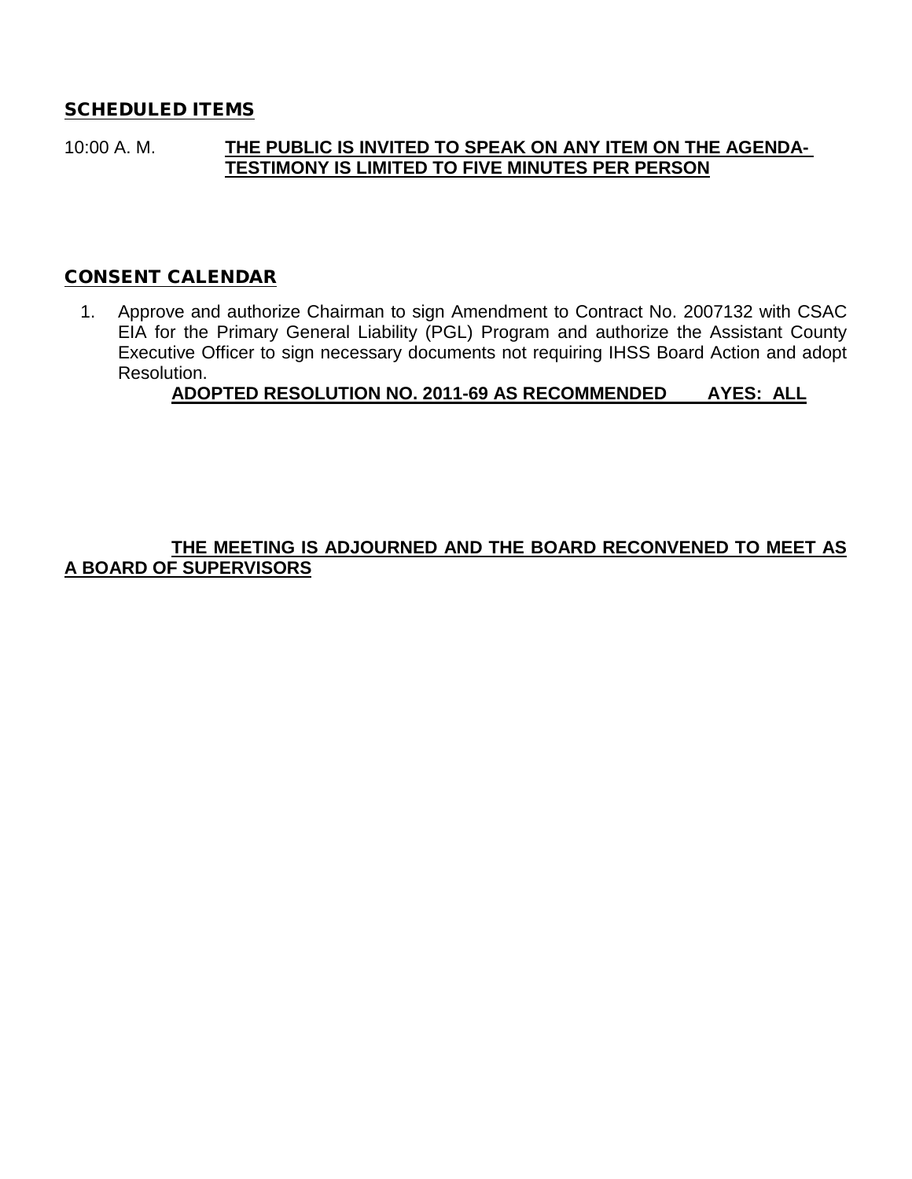## **SCHEDULED ITEMS**

10:00 A. M. **THE PUBLIC IS INVITED TO SPEAK ON ANY ITEM ON THE AGENDA- TESTIMONY IS LIMITED TO FIVE MINUTES PER PERSON**

## **CONSENT CALENDAR**

1. Approve and authorize Chairman to sign Amendment to Contract No. 2007132 with CSAC EIA for the Primary General Liability (PGL) Program and authorize the Assistant County Executive Officer to sign necessary documents not requiring IHSS Board Action and adopt Resolution.

   **ADOPTED RESOLUTION NO. 2011-69 AS RECOMMENDED AYES: ALL**

**THE MEETING IS ADJOURNED AND THE BOARD RECONVENED TO MEET AS A BOARD OF SUPERVISORS**